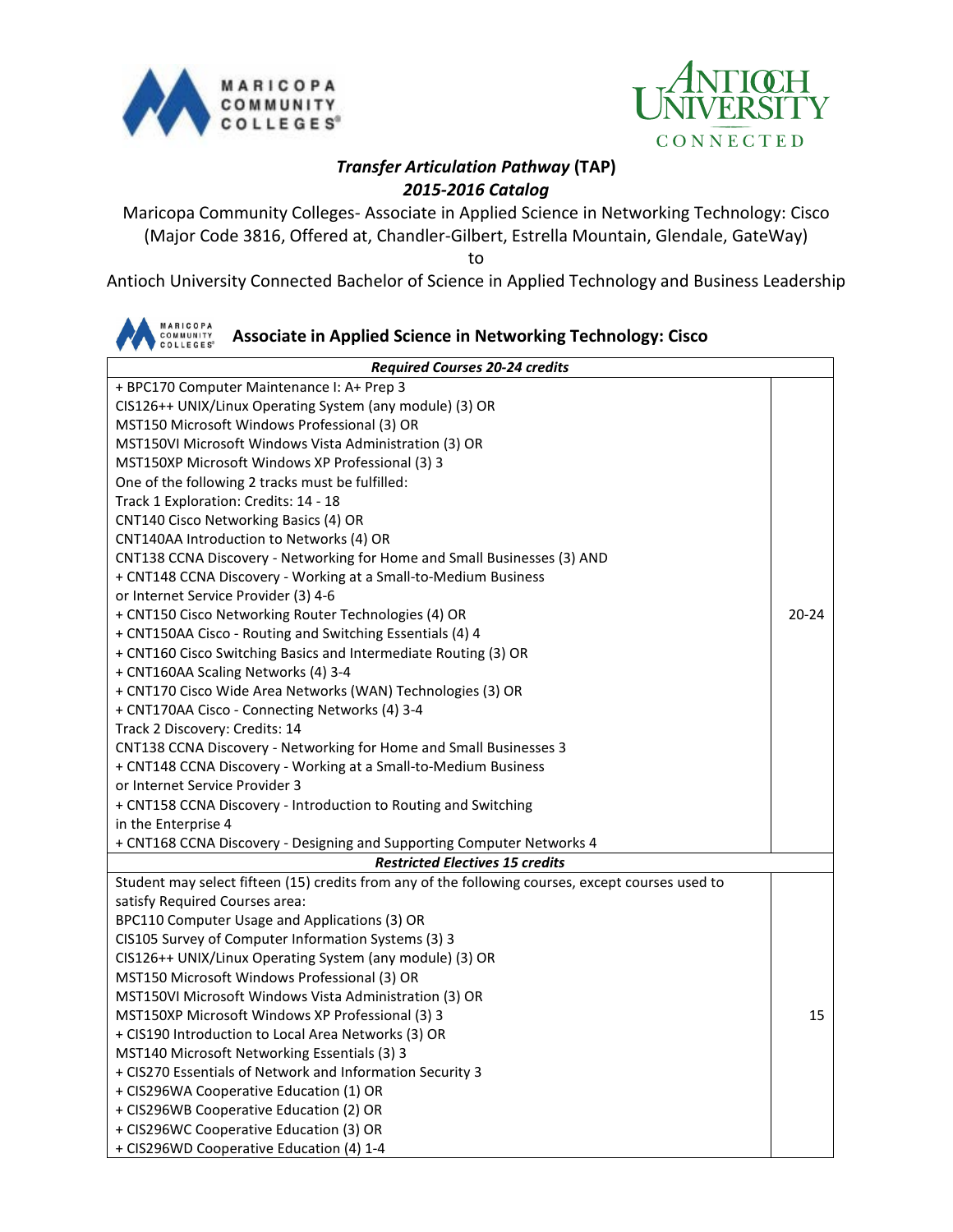# *Transfer Articulation Pathway* (TAP)

## *2015-2016 Catalog*

Maricopa Community Colleges- Associate in Applied Science in Networking Technology: Cisco (Major Code 3816, Offered at, Chandler-Gilbert, Estrella Mountain, Glendale, GateWay)

to

Antioch University Connected Bachelor of Science in Applied Technology and Business Leadership

## Associate in Applied Science in Networking Technology: Cisco

| ***Required Courses 20-24 credits*** | |
|---|---|
| + BPC170 Computer Maintenance I: A+ Prep 3<br>CIS126++ UNIX/Linux Operating System (any module) (3) OR<br>MST150 Microsoft Windows Professional (3) OR<br>MST150VI Microsoft Windows Vista Administration (3) OR<br>MST150XP Microsoft Windows XP Professional (3) 3<br>One of the following 2 tracks must be fulfilled:<br>Track 1 Exploration: Credits: 14 - 18<br>CNT140 Cisco Networking Basics (4) OR<br>CNT140AA Introduction to Networks (4) OR<br>CNT138 CCNA Discovery - Networking for Home and Small Businesses (3) AND<br>+ CNT148 CCNA Discovery - Working at a Small-to-Medium Business or Internet Service Provider (3) 4-6<br>+ CNT150 Cisco Networking Router Technologies (4) OR<br>+ CNT150AA Cisco - Routing and Switching Essentials (4) 4<br>+ CNT160 Cisco Switching Basics and Intermediate Routing (3) OR<br>+ CNT160AA Scaling Networks (4) 3-4<br>+ CNT170 Cisco Wide Area Networks (WAN) Technologies (3) OR<br>+ CNT170AA Cisco - Connecting Networks (4) 3-4<br>Track 2 Discovery: Credits: 14<br>CNT138 CCNA Discovery - Networking for Home and Small Businesses 3<br>+ CNT148 CCNA Discovery - Working at a Small-to-Medium Business or Internet Service Provider 3<br>+ CNT158 CCNA Discovery - Introduction to Routing and Switching in the Enterprise 4<br>+ CNT168 CCNA Discovery - Designing and Supporting Computer Networks 4 | 20-24 |
| ***Restricted Electives 15 credits*** | |
| Student may select fifteen (15) credits from any of the following courses, except courses used to satisfy Required Courses area:<br>BPC110 Computer Usage and Applications (3) OR<br>CIS105 Survey of Computer Information Systems (3) 3<br>CIS126++ UNIX/Linux Operating System (any module) (3) OR<br>MST150 Microsoft Windows Professional (3) OR<br>MST150VI Microsoft Windows Vista Administration (3) OR<br>MST150XP Microsoft Windows XP Professional (3) 3<br>+ CIS190 Introduction to Local Area Networks (3) OR<br>MST140 Microsoft Networking Essentials (3) 3<br>+ CIS270 Essentials of Network and Information Security 3<br>+ CIS296WA Cooperative Education (1) OR<br>+ CIS296WB Cooperative Education (2) OR<br>+ CIS296WC Cooperative Education (3) OR<br>+ CIS296WD Cooperative Education (4) 1-4 | 15 |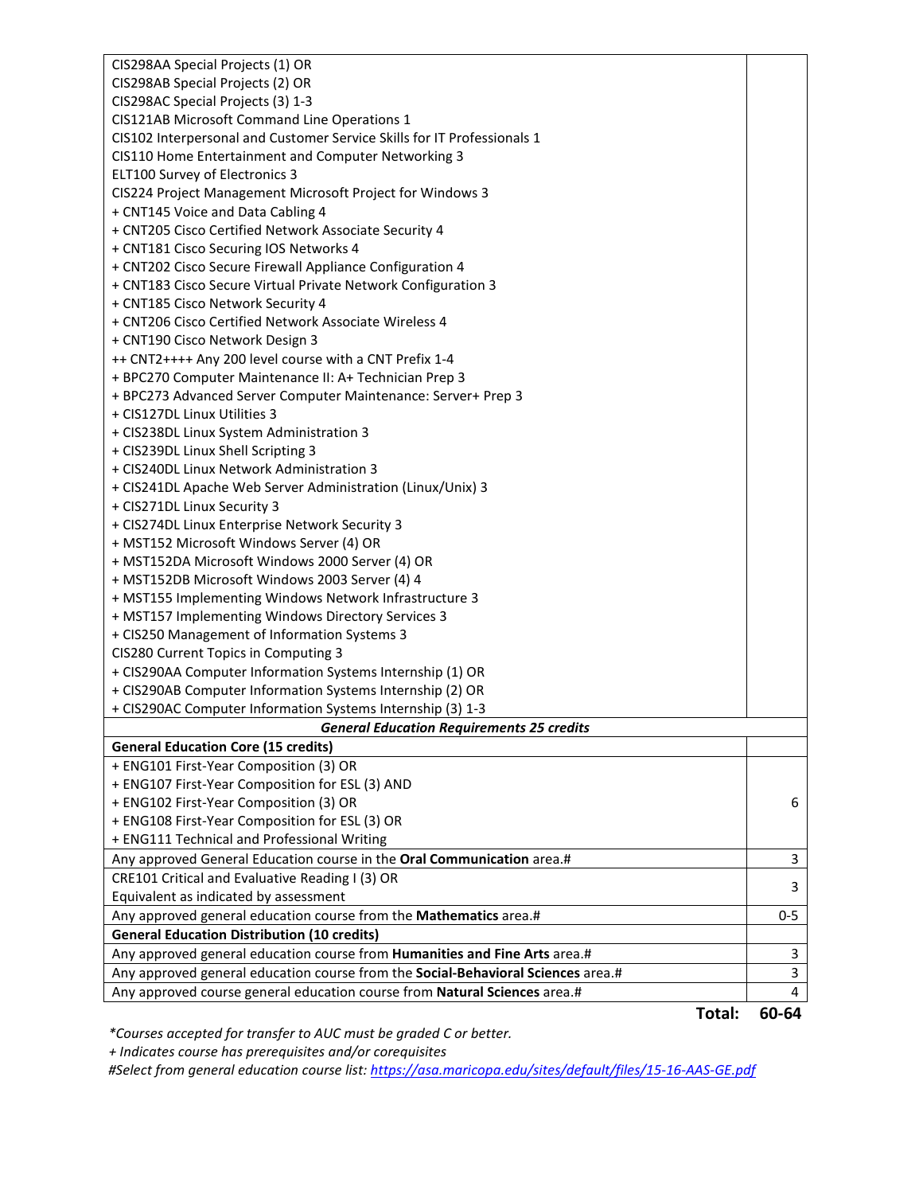| | |
|---|---|
| CIS298AA Special Projects (1) OR<br>CIS298AB Special Projects (2) OR<br>CIS298AC Special Projects (3) 1-3<br>CIS121AB Microsoft Command Line Operations 1<br>CIS102 Interpersonal and Customer Service Skills for IT Professionals 1<br>CIS110 Home Entertainment and Computer Networking 3<br>ELT100 Survey of Electronics 3<br>CIS224 Project Management Microsoft Project for Windows 3<br>+ CNT145 Voice and Data Cabling 4<br>+ CNT205 Cisco Certified Network Associate Security 4<br>+ CNT181 Cisco Securing IOS Networks 4<br>+ CNT202 Cisco Secure Firewall Appliance Configuration 4<br>+ CNT183 Cisco Secure Virtual Private Network Configuration 3<br>+ CNT185 Cisco Network Security 4<br>+ CNT206 Cisco Certified Network Associate Wireless 4<br>+ CNT190 Cisco Network Design 3<br>++ CNT2++++ Any 200 level course with a CNT Prefix 1-4<br>+ BPC270 Computer Maintenance II: A+ Technician Prep 3<br>+ BPC273 Advanced Server Computer Maintenance: Server+ Prep 3<br>+ CIS127DL Linux Utilities 3<br>+ CIS238DL Linux System Administration 3<br>+ CIS239DL Linux Shell Scripting 3<br>+ CIS240DL Linux Network Administration 3<br>+ CIS241DL Apache Web Server Administration (Linux/Unix) 3<br>+ CIS271DL Linux Security 3<br>+ CIS274DL Linux Enterprise Network Security 3<br>+ MST152 Microsoft Windows Server (4) OR<br>+ MST152DA Microsoft Windows 2000 Server (4) OR<br>+ MST152DB Microsoft Windows 2003 Server (4) 4<br>+ MST155 Implementing Windows Network Infrastructure 3<br>+ MST157 Implementing Windows Directory Services 3<br>+ CIS250 Management of Information Systems 3<br>CIS280 Current Topics in Computing 3<br>+ CIS290AA Computer Information Systems Internship (1) OR<br>+ CIS290AB Computer Information Systems Internship (2) OR<br>+ CIS290AC Computer Information Systems Internship (3) 1-3 | |
| ***General Education Requirements 25 credits*** | |
| **General Education Core (15 credits)** | |
| + ENG101 First-Year Composition (3) OR<br>+ ENG107 First-Year Composition for ESL (3) AND<br>+ ENG102 First-Year Composition (3) OR<br>+ ENG108 First-Year Composition for ESL (3) OR<br>+ ENG111 Technical and Professional Writing | 6 |
| Any approved General Education course in the **Oral Communication** area.# | 3 |
| CRE101 Critical and Evaluative Reading I (3) OR<br>Equivalent as indicated by assessment | 3 |
| Any approved general education course from the **Mathematics** area.# | 0-5 |
| **General Education Distribution (10 credits)** | |
| Any approved general education course from **Humanities and Fine Arts** area.# | 3 |
| Any approved general education course from the **Social-Behavioral Sciences** area.# | 3 |
| Any approved course general education course from **Natural Sciences** area.# | 4 |
| **Total:** | **60-64** |

*\*Courses accepted for transfer to AUC must be graded C or better.*

*+ Indicates course has prerequisites and/or corequisites*

*#Select from general education course list: https://asa.maricopa.edu/sites/default/files/15-16-AAS-GE.pdf*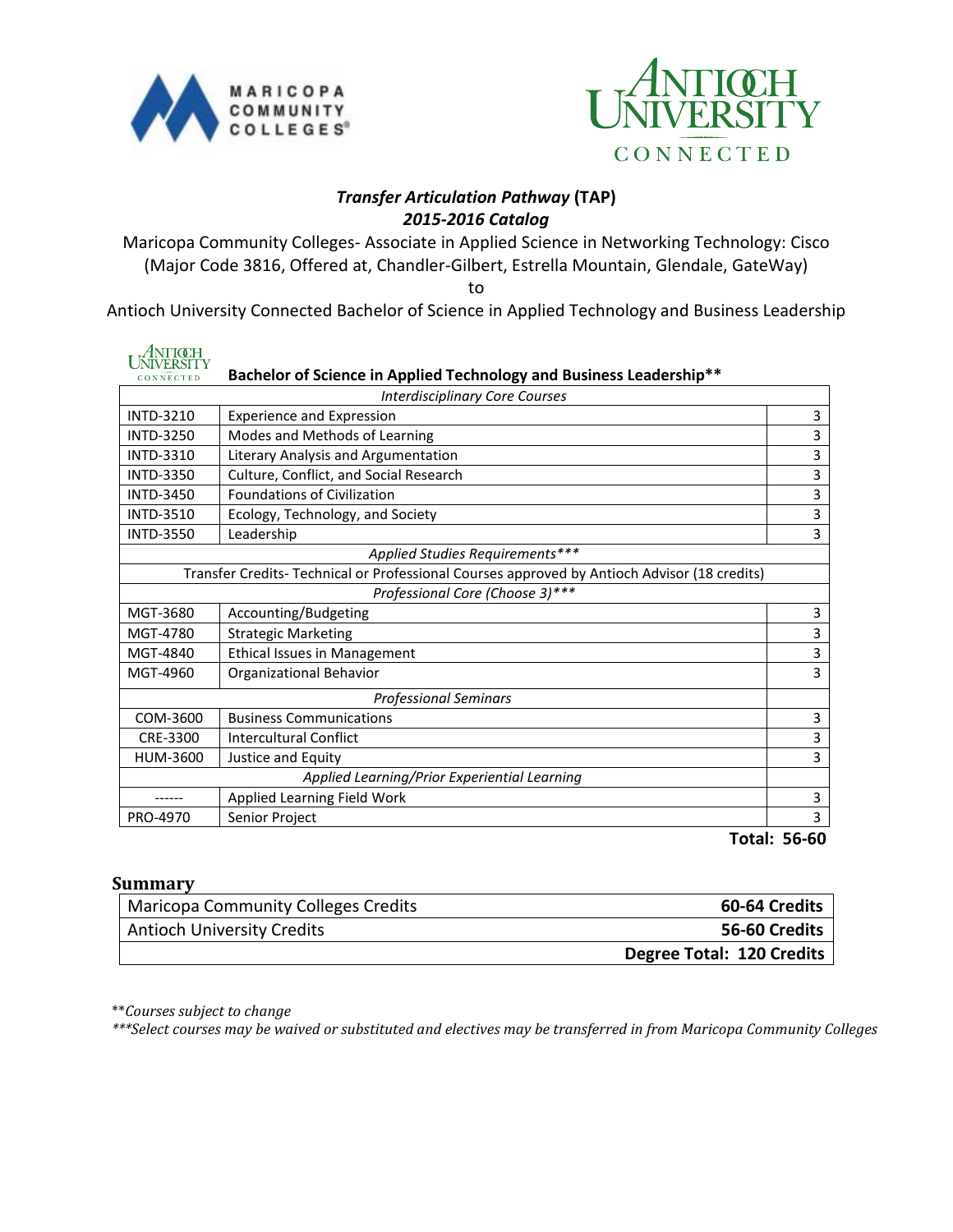*Transfer Articulation Pathway* **(TAP)**

***2015-2016 Catalog***

Maricopa Community Colleges- Associate in Applied Science in Networking Technology: Cisco (Major Code 3816, Offered at, Chandler-Gilbert, Estrella Mountain, Glendale, GateWay)

to

Antioch University Connected Bachelor of Science in Applied Technology and Business Leadership

**Bachelor of Science in Applied Technology and Business Leadership****

| | | |
|---|---|---|
| *Interdisciplinary Core Courses* | | |
| INTD-3210 | Experience and Expression | 3 |
| INTD-3250 | Modes and Methods of Learning | 3 |
| INTD-3310 | Literary Analysis and Argumentation | 3 |
| INTD-3350 | Culture, Conflict, and Social Research | 3 |
| INTD-3450 | Foundations of Civilization | 3 |
| INTD-3510 | Ecology, Technology, and Society | 3 |
| INTD-3550 | Leadership | 3 |
| *Applied Studies Requirements**** | | |
| Transfer Credits- Technical or Professional Courses approved by Antioch Advisor (18 credits) | | |
| *Professional Core (Choose 3)**** | | |
| MGT-3680 | Accounting/Budgeting | 3 |
| MGT-4780 | Strategic Marketing | 3 |
| MGT-4840 | Ethical Issues in Management | 3 |
| MGT-4960 | Organizational Behavior | 3 |
| *Professional Seminars* | | |
| COM-3600 | Business Communications | 3 |
| CRE-3300 | Intercultural Conflict | 3 |
| HUM-3600 | Justice and Equity | 3 |
| *Applied Learning/Prior Experiential Learning* | | |
| ------ | Applied Learning Field Work | 3 |
| PRO-4970 | Senior Project | 3 |
| | **Total: 56-60** | |

## Summary

| | |
|---|---|
| Maricopa Community Colleges Credits | **60-64 Credits** |
| Antioch University Credits | **56-60 Credits** |
| | **Degree Total: 120 Credits** |

***Courses subject to change*

****Select courses may be waived or substituted and electives may be transferred in from Maricopa Community Colleges*